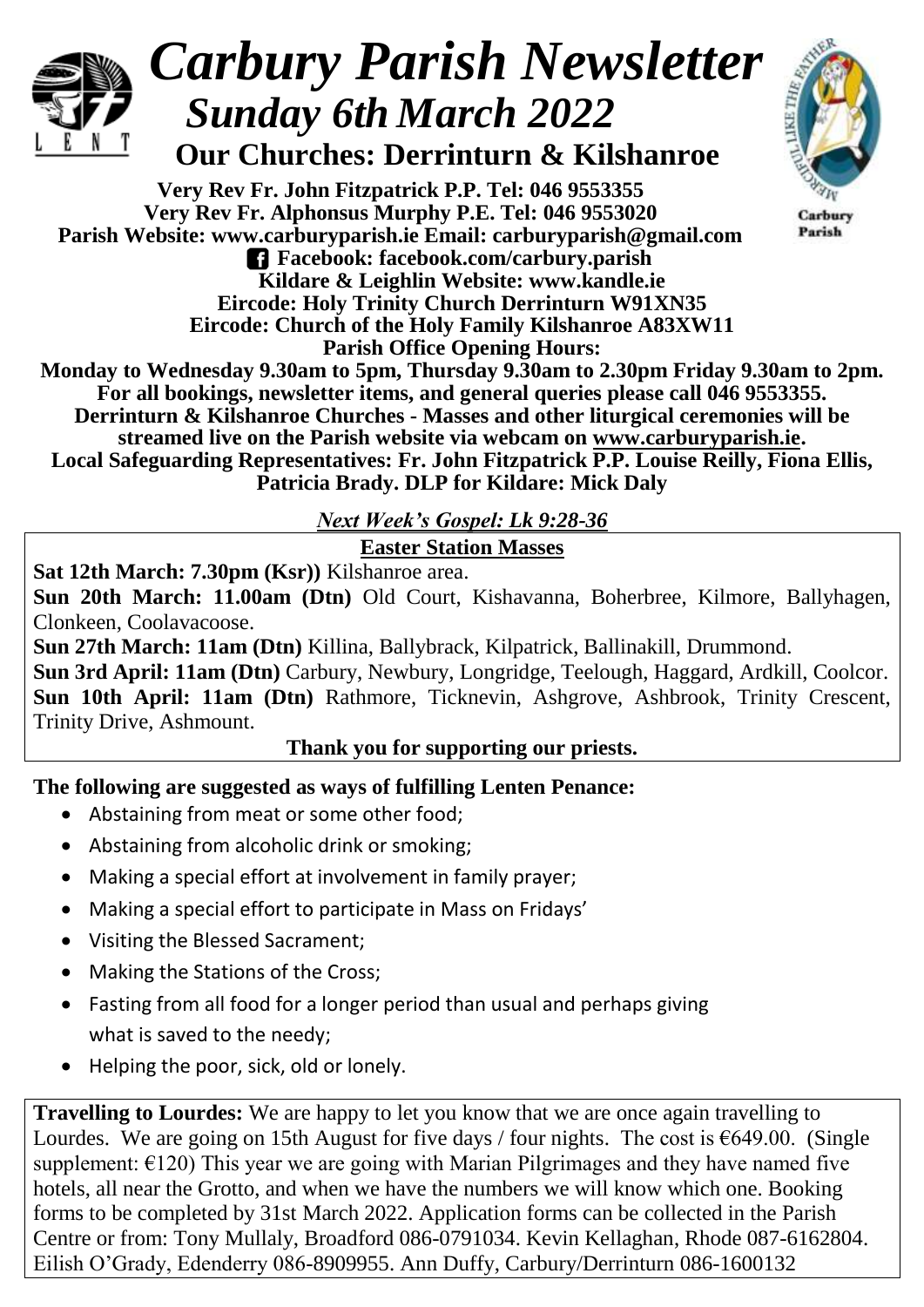# Carbury Parish Newsletter

## Sunday 6th March 2022

### Our Churches: Derrinturn & Kilshanroe

**Very Rev Fr. John Fitzpatrick P.P. Tel: 046 9553355**
**Very Rev Fr. Alphonsus Murphy P.E. Tel: 046 9553020**
**Parish Website: www.carburyparish.ie Email: carburyparish@gmail.com**
**Facebook: facebook.com/carbury.parish**
**Kildare & Leighlin Website: www.kandle.ie**
**Eircode: Holy Trinity Church Derrinturn W91XN35**
**Eircode: Church of the Holy Family Kilshanroe A83XW11**
**Parish Office Opening Hours:**
**Monday to Wednesday 9.30am to 5pm, Thursday 9.30am to 2.30pm Friday 9.30am to 2pm.**
**For all bookings, newsletter items, and general queries please call 046 9553355.**
**Derrinturn & Kilshanroe Churches - Masses and other liturgical ceremonies will be streamed live on the Parish website via webcam on www.carburyparish.ie.**
**Local Safeguarding Representatives: Fr. John Fitzpatrick P.P. Louise Reilly, Fiona Ellis, Patricia Brady. DLP for Kildare: Mick Daly**

***Next Week's Gospel: Lk 9:28-36***

**Easter Station Masses**

**Sat 12th March: 7.30pm (Ksr))** Kilshanroe area.
**Sun 20th March: 11.00am (Dtn)** Old Court, Kishavanna, Boherbree, Kilmore, Ballyhagen, Clonkeen, Coolavacoose.
**Sun 27th March: 11am (Dtn)** Killina, Ballybrack, Kilpatrick, Ballinakill, Drummond.
**Sun 3rd April: 11am (Dtn)** Carbury, Newbury, Longridge, Teelough, Haggard, Ardkill, Coolcor.
**Sun 10th April: 11am (Dtn)** Rathmore, Ticknevin, Ashgrove, Ashbrook, Trinity Crescent, Trinity Drive, Ashmount.

**Thank you for supporting our priests.**

**The following are suggested as ways of fulfilling Lenten Penance:**

- Abstaining from meat or some other food;
- Abstaining from alcoholic drink or smoking;
- Making a special effort at involvement in family prayer;
- Making a special effort to participate in Mass on Fridays'
- Visiting the Blessed Sacrament;
- Making the Stations of the Cross;
- Fasting from all food for a longer period than usual and perhaps giving what is saved to the needy;
- Helping the poor, sick, old or lonely.

**Travelling to Lourdes:** We are happy to let you know that we are once again travelling to Lourdes. We are going on 15th August for five days / four nights. The cost is €649.00. (Single supplement: €120) This year we are going with Marian Pilgrimages and they have named five hotels, all near the Grotto, and when we have the numbers we will know which one. Booking forms to be completed by 31st March 2022. Application forms can be collected in the Parish Centre or from: Tony Mullaly, Broadford 086-0791034. Kevin Kellaghan, Rhode 087-6162804. Eilish O'Grady, Edenderry 086-8909955. Ann Duffy, Carbury/Derrinturn 086-1600132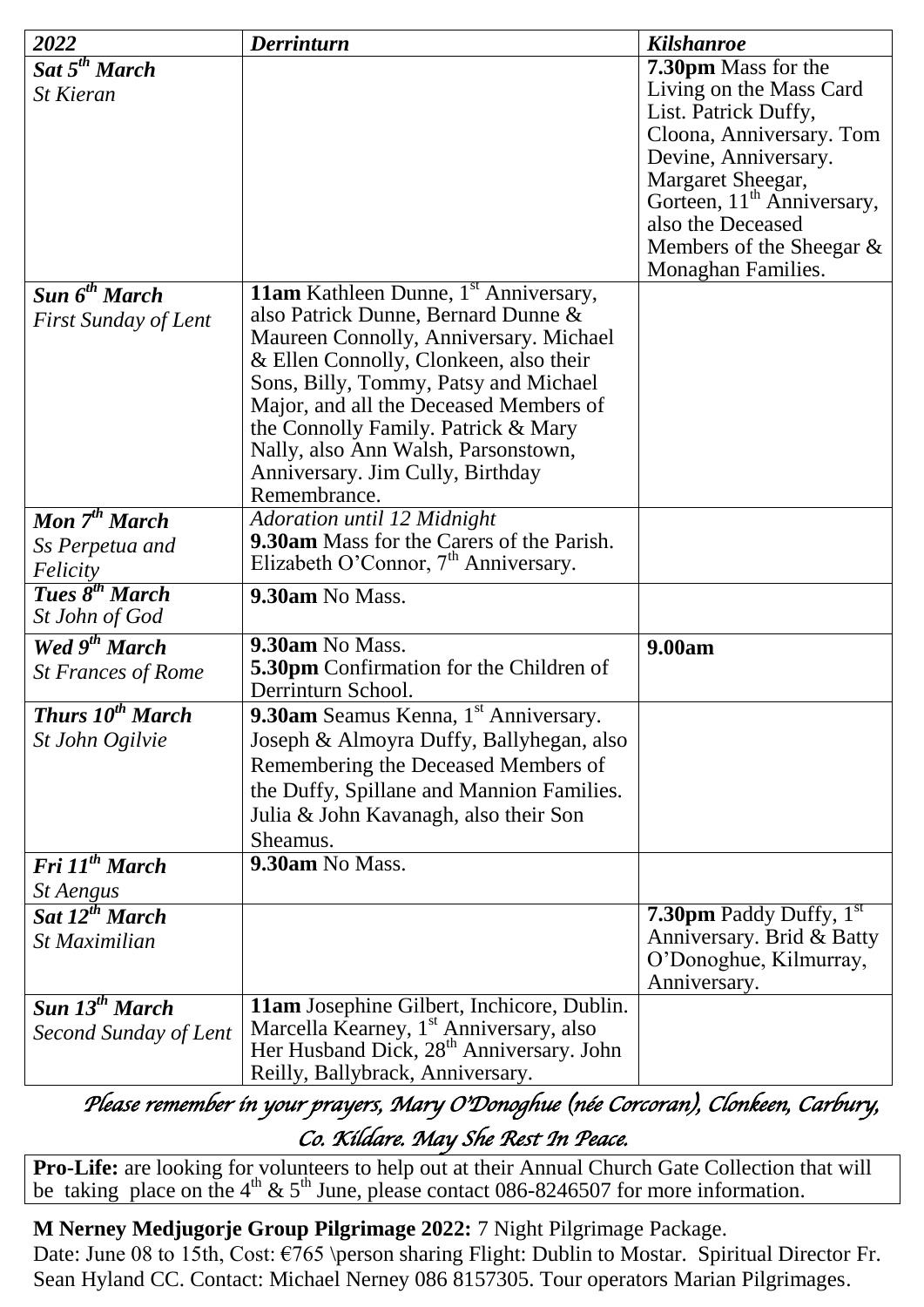| *2022* | *Derrinturn* | *Kilshanroe* |
|---|---|---|
| ***Sat 5th March*** *St Kieran* | | **7.30pm** Mass for the Living on the Mass Card List. Patrick Duffy, Cloona, Anniversary. Tom Devine, Anniversary. Margaret Sheegar, Gorteen, 11th Anniversary, also the Deceased Members of the Sheegar & Monaghan Families. |
| ***Sun 6th March*** *First Sunday of Lent* | **11am** Kathleen Dunne, 1st Anniversary, also Patrick Dunne, Bernard Dunne & Maureen Connolly, Anniversary. Michael & Ellen Connolly, Clonkeen, also their Sons, Billy, Tommy, Patsy and Michael Major, and all the Deceased Members of the Connolly Family. Patrick & Mary Nally, also Ann Walsh, Parsonstown, Anniversary. Jim Cully, Birthday Remembrance. | |
| ***Mon 7th March*** *Ss Perpetua and Felicity* | *Adoration until 12 Midnight* **9.30am** Mass for the Carers of the Parish. Elizabeth O'Connor, 7th Anniversary. | |
| ***Tues 8th March*** *St John of God* | **9.30am** No Mass. | |
| ***Wed 9th March*** *St Frances of Rome* | **9.30am** No Mass. **5.30pm** Confirmation for the Children of Derrinturn School. | **9.00am** |
| ***Thurs 10th March*** *St John Ogilvie* | **9.30am** Seamus Kenna, 1st Anniversary. Joseph & Almoyra Duffy, Ballyhegan, also Remembering the Deceased Members of the Duffy, Spillane and Mannion Families. Julia & John Kavanagh, also their Son Sheamus. | |
| ***Fri 11th March*** *St Aengus* | **9.30am** No Mass. | |
| ***Sat 12th March*** *St Maximilian* | | **7.30pm** Paddy Duffy, 1st Anniversary. Brid & Batty O'Donoghue, Kilmurray, Anniversary. |
| ***Sun 13th March*** *Second Sunday of Lent* | **11am** Josephine Gilbert, Inchicore, Dublin. Marcella Kearney, 1st Anniversary, also Her Husband Dick, 28th Anniversary. John Reilly, Ballybrack, Anniversary. | |

*Please remember in your prayers, Mary O'Donoghue (née Corcoran), Clonkeen, Carbury, Co. Kildare. May She Rest In Peace.*

**Pro-Life:** are looking for volunteers to help out at their Annual Church Gate Collection that will be taking place on the 4th & 5th June, please contact 086-8246507 for more information.

**M Nerney Medjugorje Group Pilgrimage 2022:** 7 Night Pilgrimage Package.
Date: June 08 to 15th, Cost: €765 \person sharing Flight: Dublin to Mostar. Spiritual Director Fr. Sean Hyland CC. Contact: Michael Nerney 086 8157305. Tour operators Marian Pilgrimages.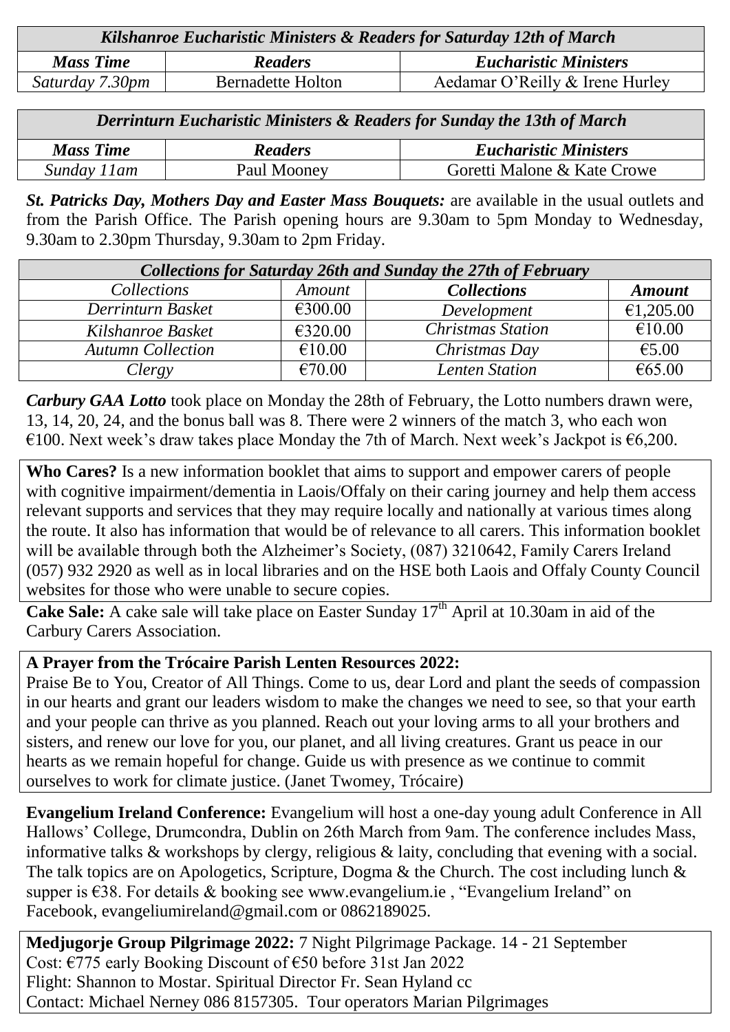| ***Kilshanroe Eucharistic Ministers & Readers for Saturday 12th of March*** | | |
|---|---|---|
| ***Mass Time*** | ***Readers*** | ***Eucharistic Ministers*** |
| *Saturday 7.30pm* | Bernadette Holton | Aedamar O'Reilly & Irene Hurley |

| ***Derrinturn Eucharistic Ministers & Readers for Sunday the 13th of March*** | | |
|---|---|---|
| ***Mass Time*** | ***Readers*** | ***Eucharistic Ministers*** |
| *Sunday 11am* | Paul Mooney | Goretti Malone & Kate Crowe |

***St. Patricks Day, Mothers Day and Easter Mass Bouquets:*** are available in the usual outlets and from the Parish Office. The Parish opening hours are 9.30am to 5pm Monday to Wednesday, 9.30am to 2.30pm Thursday, 9.30am to 2pm Friday.

| ***Collections for Saturday 26th and Sunday the 27th of February*** | | | |
|---|---|---|---|
| *Collections* | *Amount* | ***Collections*** | ***Amount*** |
| *Derrinturn Basket* | €300.00 | *Development* | €1,205.00 |
| *Kilshanroe Basket* | €320.00 | *Christmas Station* | €10.00 |
| *Autumn Collection* | €10.00 | *Christmas Day* | €5.00 |
| *Clergy* | €70.00 | *Lenten Station* | €65.00 |

***Carbury GAA Lotto*** took place on Monday the 28th of February, the Lotto numbers drawn were, 13, 14, 20, 24, and the bonus ball was 8. There were 2 winners of the match 3, who each won €100. Next week's draw takes place Monday the 7th of March. Next week's Jackpot is €6,200.

**Who Cares?** Is a new information booklet that aims to support and empower carers of people with cognitive impairment/dementia in Laois/Offaly on their caring journey and help them access relevant supports and services that they may require locally and nationally at various times along the route. It also has information that would be of relevance to all carers. This information booklet will be available through both the Alzheimer's Society, (087) 3210642, Family Carers Ireland (057) 932 2920 as well as in local libraries and on the HSE both Laois and Offaly County Council websites for those who were unable to secure copies.

**Cake Sale:** A cake sale will take place on Easter Sunday 17th April at 10.30am in aid of the Carbury Carers Association.

**A Prayer from the Trócaire Parish Lenten Resources 2022:**
Praise Be to You, Creator of All Things. Come to us, dear Lord and plant the seeds of compassion in our hearts and grant our leaders wisdom to make the changes we need to see, so that your earth and your people can thrive as you planned. Reach out your loving arms to all your brothers and sisters, and renew our love for you, our planet, and all living creatures. Grant us peace in our hearts as we remain hopeful for change. Guide us with presence as we continue to commit ourselves to work for climate justice. (Janet Twomey, Trócaire)

**Evangelium Ireland Conference:** Evangelium will host a one-day young adult Conference in All Hallows' College, Drumcondra, Dublin on 26th March from 9am. The conference includes Mass, informative talks & workshops by clergy, religious & laity, concluding that evening with a social. The talk topics are on Apologetics, Scripture, Dogma & the Church. The cost including lunch & supper is €38. For details & booking see www.evangelium.ie , "Evangelium Ireland" on Facebook, evangeliumireland@gmail.com or 0862189025.

**Medjugorje Group Pilgrimage 2022:** 7 Night Pilgrimage Package. 14 - 21 September
Cost: €775 early Booking Discount of €50 before 31st Jan 2022
Flight: Shannon to Mostar. Spiritual Director Fr. Sean Hyland cc
Contact: Michael Nerney 086 8157305. Tour operators Marian Pilgrimages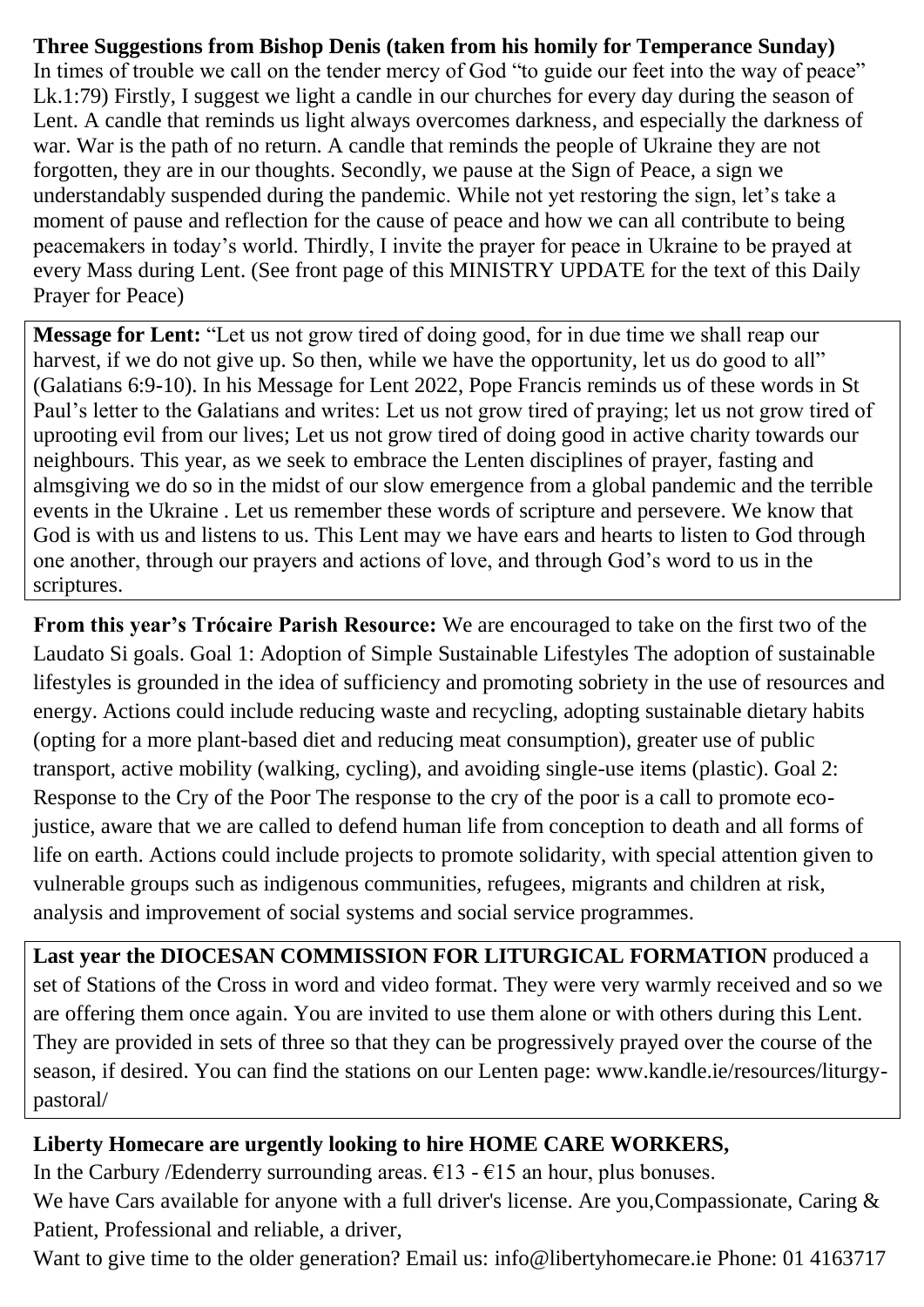**Three Suggestions from Bishop Denis (taken from his homily for Temperance Sunday)**
In times of trouble we call on the tender mercy of God "to guide our feet into the way of peace" Lk.1:79) Firstly, I suggest we light a candle in our churches for every day during the season of Lent. A candle that reminds us light always overcomes darkness, and especially the darkness of war. War is the path of no return. A candle that reminds the people of Ukraine they are not forgotten, they are in our thoughts. Secondly, we pause at the Sign of Peace, a sign we understandably suspended during the pandemic. While not yet restoring the sign, let's take a moment of pause and reflection for the cause of peace and how we can all contribute to being peacemakers in today's world. Thirdly, I invite the prayer for peace in Ukraine to be prayed at every Mass during Lent. (See front page of this MINISTRY UPDATE for the text of this Daily Prayer for Peace)

**Message for Lent:** "Let us not grow tired of doing good, for in due time we shall reap our harvest, if we do not give up. So then, while we have the opportunity, let us do good to all" (Galatians 6:9-10). In his Message for Lent 2022, Pope Francis reminds us of these words in St Paul's letter to the Galatians and writes: Let us not grow tired of praying; let us not grow tired of uprooting evil from our lives; Let us not grow tired of doing good in active charity towards our neighbours. This year, as we seek to embrace the Lenten disciplines of prayer, fasting and almsgiving we do so in the midst of our slow emergence from a global pandemic and the terrible events in the Ukraine . Let us remember these words of scripture and persevere. We know that God is with us and listens to us. This Lent may we have ears and hearts to listen to God through one another, through our prayers and actions of love, and through God's word to us in the scriptures.

**From this year's Trócaire Parish Resource:** We are encouraged to take on the first two of the Laudato Si goals. Goal 1: Adoption of Simple Sustainable Lifestyles The adoption of sustainable lifestyles is grounded in the idea of sufficiency and promoting sobriety in the use of resources and energy. Actions could include reducing waste and recycling, adopting sustainable dietary habits (opting for a more plant-based diet and reducing meat consumption), greater use of public transport, active mobility (walking, cycling), and avoiding single-use items (plastic). Goal 2: Response to the Cry of the Poor The response to the cry of the poor is a call to promote eco-justice, aware that we are called to defend human life from conception to death and all forms of life on earth. Actions could include projects to promote solidarity, with special attention given to vulnerable groups such as indigenous communities, refugees, migrants and children at risk, analysis and improvement of social systems and social service programmes.

**Last year the DIOCESAN COMMISSION FOR LITURGICAL FORMATION** produced a set of Stations of the Cross in word and video format. They were very warmly received and so we are offering them once again. You are invited to use them alone or with others during this Lent. They are provided in sets of three so that they can be progressively prayed over the course of the season, if desired. You can find the stations on our Lenten page: www.kandle.ie/resources/liturgy-pastoral/

**Liberty Homecare are urgently looking to hire HOME CARE WORKERS,**
In the Carbury /Edenderry surrounding areas. €13 - €15 an hour, plus bonuses.
We have Cars available for anyone with a full driver's license. Are you,Compassionate, Caring & Patient, Professional and reliable, a driver,
Want to give time to the older generation? Email us: info@libertyhomecare.ie Phone: 01 4163717